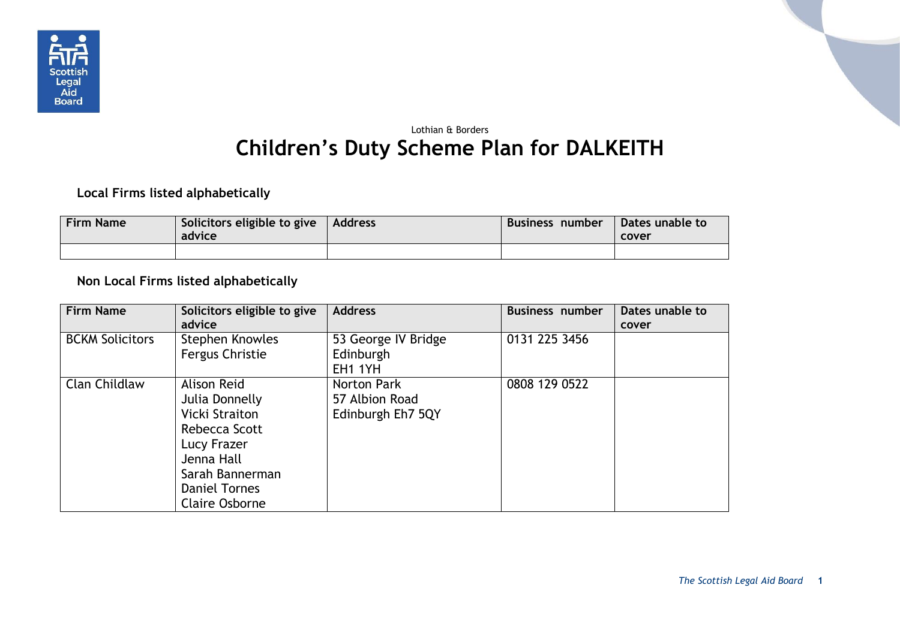Lothian & Borders

# Children's Duty Scheme Plan for DALKEITH

### Local Firms listed alphabetically

| Firm Name | Solicitors eligible to give advice | Address | Business number | Dates unable to cover |
|---|---|---|---|---|
| | | | | |

### Non Local Firms listed alphabetically

| Firm Name | Solicitors eligible to give advice | Address | Business number | Dates unable to cover |
|---|---|---|---|---|
| BCKM Solicitors | Stephen Knowles<br>Fergus Christie | 53 George IV Bridge<br>Edinburgh<br>EH1 1YH | 0131 225 3456 | |
| Clan Childlaw | Alison Reid<br>Julia Donnelly<br>Vicki Straiton<br>Rebecca Scott<br>Lucy Frazer<br>Jenna Hall<br>Sarah Bannerman<br>Daniel Tornes<br>Claire Osborne | Norton Park<br>57 Albion Road<br>Edinburgh Eh7 5QY | 0808 129 0522 | |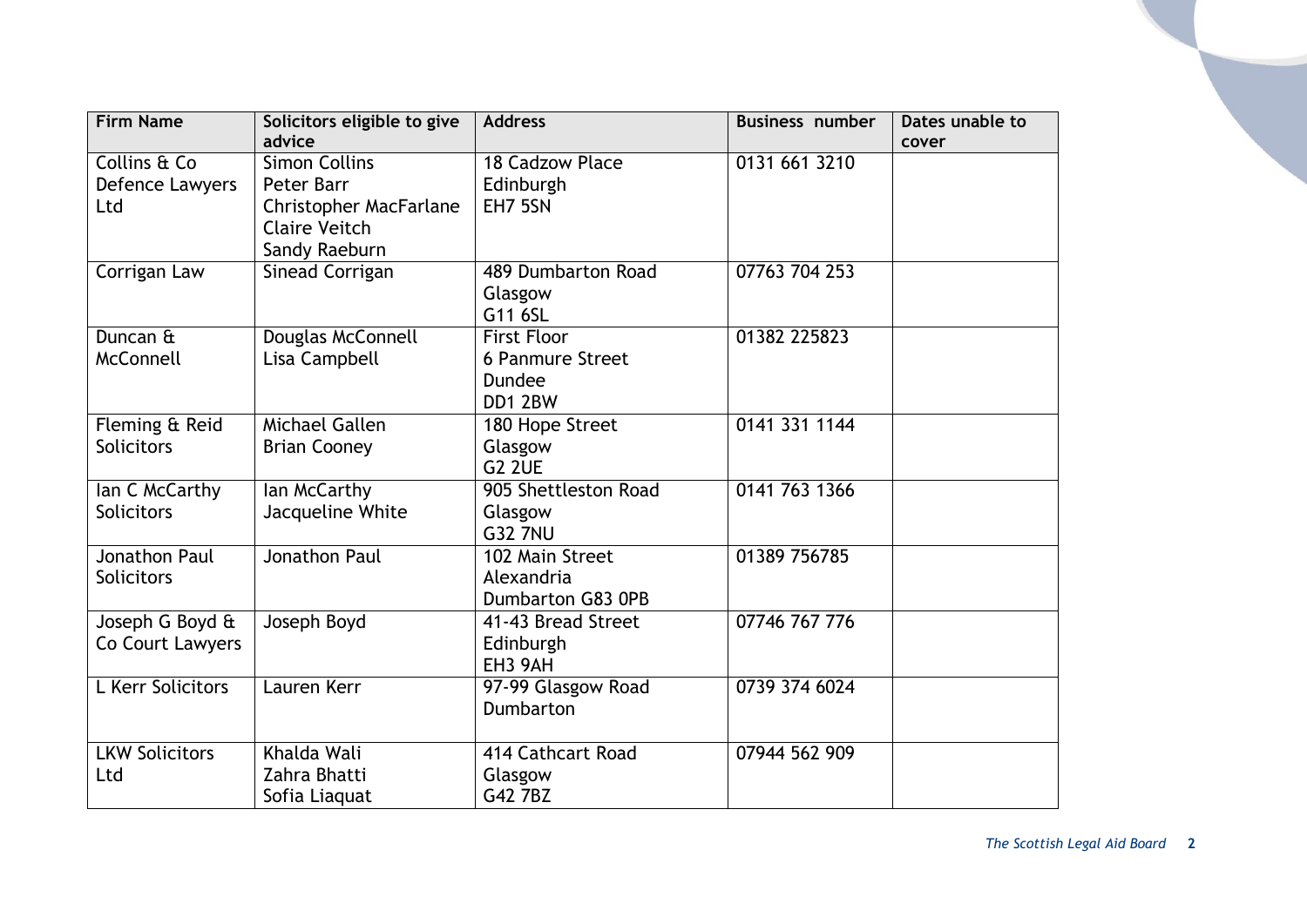| Firm Name | Solicitors eligible to give advice | Address | Business number | Dates unable to cover |
|---|---|---|---|---|
| Collins & Co Defence Lawyers Ltd | Simon Collins<br>Peter Barr<br>Christopher MacFarlane<br>Claire Veitch<br>Sandy Raeburn | 18 Cadzow Place<br>Edinburgh<br>EH7 5SN | 0131 661 3210 | |
| Corrigan Law | Sinead Corrigan | 489 Dumbarton Road<br>Glasgow<br>G11 6SL | 07763 704 253 | |
| Duncan & McConnell | Douglas McConnell<br>Lisa Campbell | First Floor<br>6 Panmure Street<br>Dundee<br>DD1 2BW | 01382 225823 | |
| Fleming & Reid Solicitors | Michael Gallen<br>Brian Cooney | 180 Hope Street<br>Glasgow<br>G2 2UE | 0141 331 1144 | |
| Ian C McCarthy Solicitors | Ian McCarthy<br>Jacqueline White | 905 Shettleston Road<br>Glasgow<br>G32 7NU | 0141 763 1366 | |
| Jonathon Paul Solicitors | Jonathon Paul | 102 Main Street<br>Alexandria<br>Dumbarton G83 0PB | 01389 756785 | |
| Joseph G Boyd & Co Court Lawyers | Joseph Boyd | 41-43 Bread Street<br>Edinburgh<br>EH3 9AH | 07746 767 776 | |
| L Kerr Solicitors | Lauren Kerr | 97-99 Glasgow Road<br>Dumbarton | 0739 374 6024 | |
| LKW Solicitors Ltd | Khalda Wali<br>Zahra Bhatti<br>Sofia Liaquat | 414 Cathcart Road<br>Glasgow<br>G42 7BZ | 07944 562 909 | |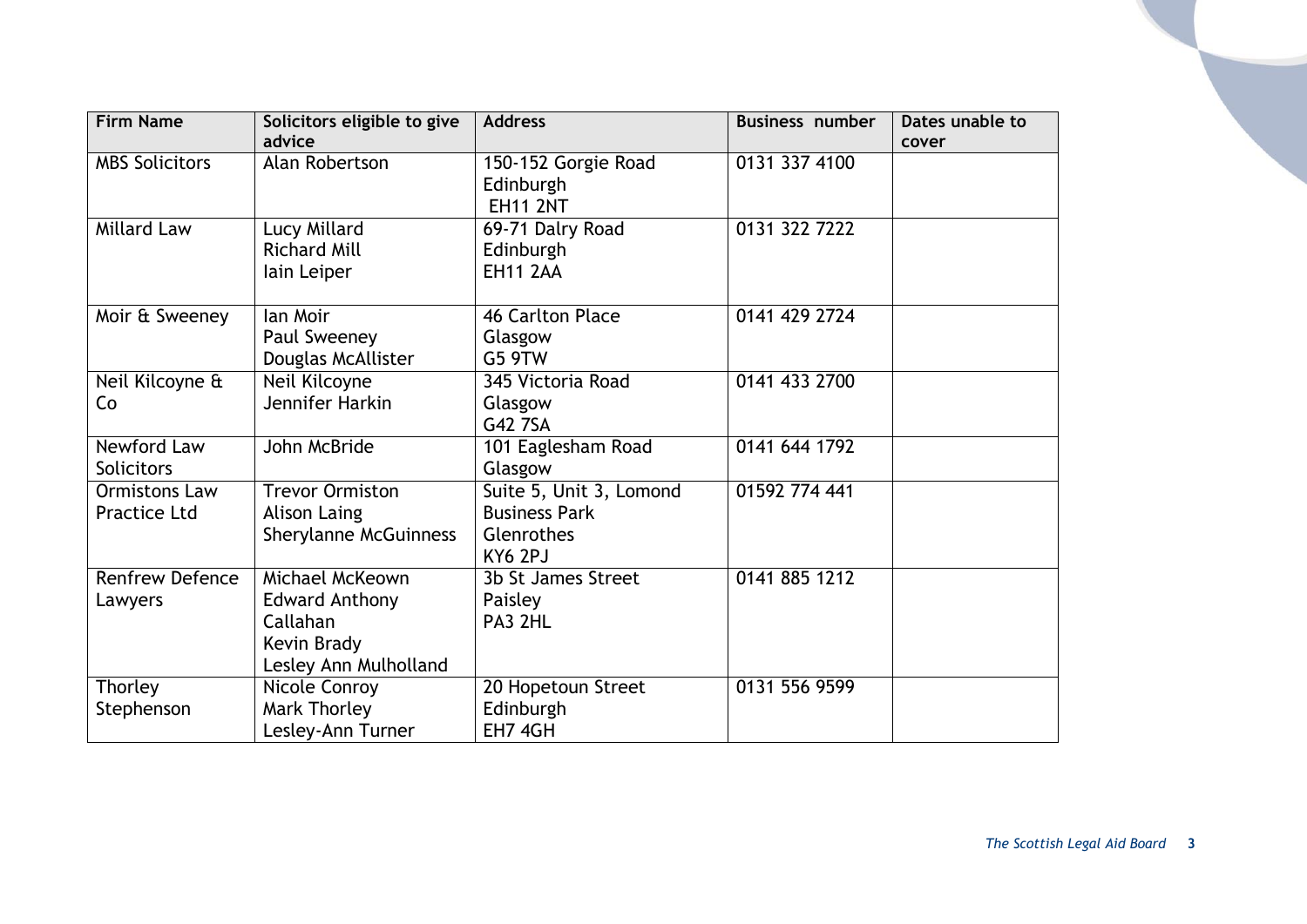| Firm Name | Solicitors eligible to give advice | Address | Business number | Dates unable to cover |
|---|---|---|---|---|
| MBS Solicitors | Alan Robertson | 150-152 Gorgie Road Edinburgh EH11 2NT | 0131 337 4100 | |
| Millard Law | Lucy Millard Richard Mill Iain Leiper | 69-71 Dalry Road Edinburgh EH11 2AA | 0131 322 7222 | |
| Moir & Sweeney | Ian Moir Paul Sweeney Douglas McAllister | 46 Carlton Place Glasgow G5 9TW | 0141 429 2724 | |
| Neil Kilcoyne & Co | Neil Kilcoyne Jennifer Harkin | 345 Victoria Road Glasgow G42 7SA | 0141 433 2700 | |
| Newford Law Solicitors | John McBride | 101 Eaglesham Road Glasgow | 0141 644 1792 | |
| Ormistons Law Practice Ltd | Trevor Ormiston Alison Laing Sherylanne McGuinness | Suite 5, Unit 3, Lomond Business Park Glenrothes KY6 2PJ | 01592 774 441 | |
| Renfrew Defence Lawyers | Michael McKeown Edward Anthony Callahan Kevin Brady Lesley Ann Mulholland | 3b St James Street Paisley PA3 2HL | 0141 885 1212 | |
| Thorley Stephenson | Nicole Conroy Mark Thorley Lesley-Ann Turner | 20 Hopetoun Street Edinburgh EH7 4GH | 0131 556 9599 | |